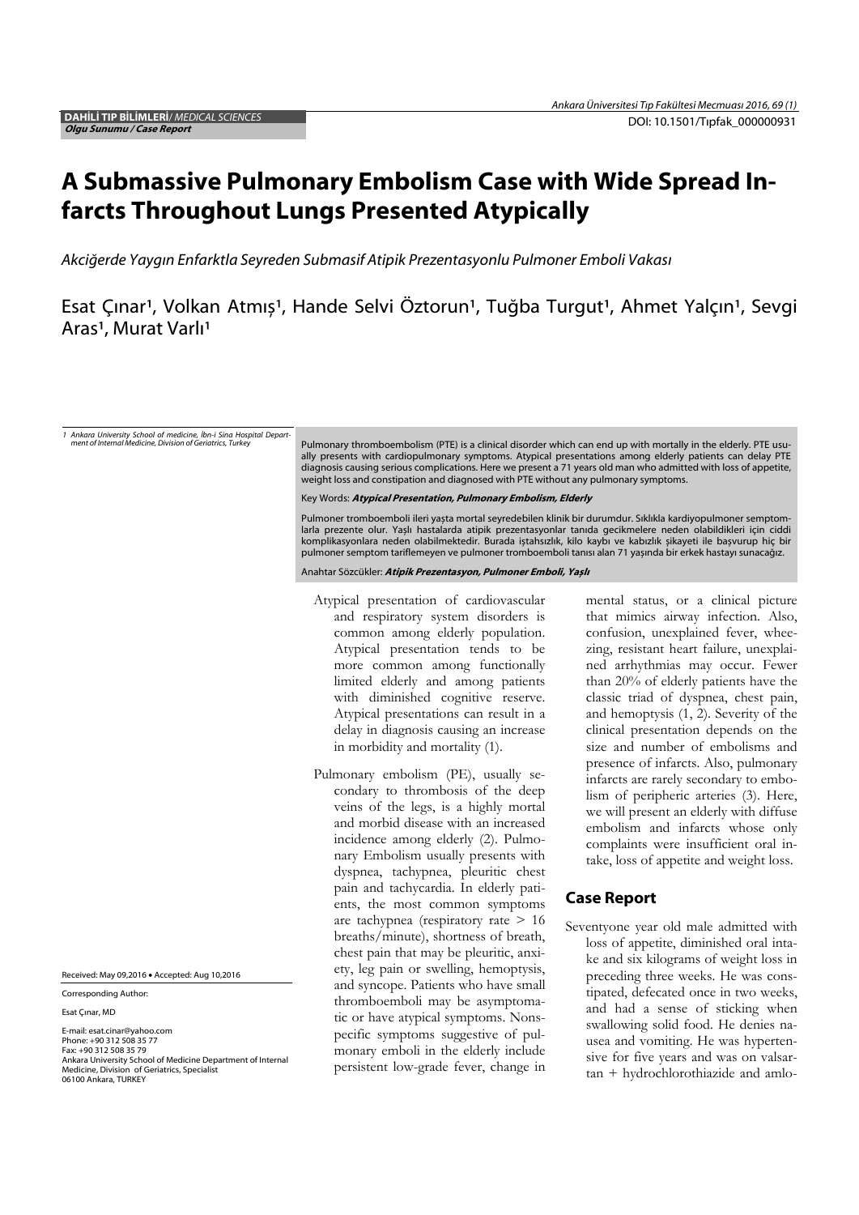**DAHİLİ TIP BİLİMLERİ**/ *MEDICAL SCIENCES*
***Olgu Sunumu / Case Report***

DOI: 10.1501/Tıpfak_000000931

# A Submassive Pulmonary Embolism Case with Wide Spread Infarcts Throughout Lungs Presented Atypically

*Akciğerde Yaygın Enfarktla Seyreden Submasif Atipik Prezentasyonlu Pulmoner Emboli Vakası*

Esat Çınar[1], Volkan Atmış[1], Hande Selvi Öztorun[1], Tuğba Turgut[1], Ahmet Yalçın[1], Sevgi Aras[1], Murat Varlı[1]

*1 Ankara University School of medicine, İbn-i Sina Hospital Department of Internal Medicine, Division of Geriatrics, Turkey*

Pulmonary thromboembolism (PTE) is a clinical disorder which can end up with mortally in the elderly. PTE usually presents with cardiopulmonary symptoms. Atypical presentations among elderly patients can delay PTE diagnosis causing serious complications. Here we present a 71 years old man who admitted with loss of appetite, weight loss and constipation and diagnosed with PTE without any pulmonary symptoms.

Key Words: ***Atypical Presentation, Pulmonary Embolism, Elderly***

Pulmoner tromboemboli ileri yaşta mortal seyredebilen klinik bir durumdur. Sıklıkla kardiyopulmoner semptomlarla prezente olur. Yaşlı hastalarda atipik prezentasyonlar tanıda gecikmelere neden olabildikleri için ciddi komplikasyonlara neden olabilmektedir. Burada iştahsızlık, kilo kaybı ve kabızlık şikayeti ile başvurup hiç bir pulmoner semptom tariflemeyen ve pulmoner tromboemboli tanısı alan 71 yaşında bir erkek hastayı sunacağız.

Anahtar Sözcükler: ***Atipik Prezentasyon, Pulmoner Emboli, Yaşlı***

Received: May 09,2016 • Accepted: Aug 10,2016

Corresponding Author:

Esat Çınar, MD

E-mail: esat.cinar@yahoo.com
Phone: +90 312 508 35 77
Fax: +90 312 508 35 79
Ankara University School of Medicine Department of Internal Medicine, Division of Geriatrics, Specialist
06100 Ankara, TURKEY

Atypical presentation of cardiovascular and respiratory system disorders is common among elderly population. Atypical presentation tends to be more common among functionally limited elderly and among patients with diminished cognitive reserve. Atypical presentations can result in a delay in diagnosis causing an increase in morbidity and mortality (1).

Pulmonary embolism (PE), usually secondary to thrombosis of the deep veins of the legs, is a highly mortal and morbid disease with an increased incidence among elderly (2). Pulmonary Embolism usually presents with dyspnea, tachypnea, pleuritic chest pain and tachycardia. In elderly patients, the most common symptoms are tachypnea (respiratory rate > 16 breaths/minute), shortness of breath, chest pain that may be pleuritic, anxiety, leg pain or swelling, hemoptysis, and syncope. Patients who have small thromboemboli may be asymptomatic or have atypical symptoms. Nonspecific symptoms suggestive of pulmonary emboli in the elderly include persistent low-grade fever, change in mental status, or a clinical picture that mimics airway infection. Also, confusion, unexplained fever, wheezing, resistant heart failure, unexplained arrhythmias may occur. Fewer than 20% of elderly patients have the classic triad of dyspnea, chest pain, and hemoptysis (1, 2). Severity of the clinical presentation depends on the size and number of embolisms and presence of infarcts. Also, pulmonary infarcts are rarely secondary to embolism of peripheric arteries (3). Here, we will present an elderly with diffuse embolism and infarcts whose only complaints were insufficient oral intake, loss of appetite and weight loss.

## Case Report

Seventyone year old male admitted with loss of appetite, diminished oral intake and six kilograms of weight loss in preceding three weeks. He was constipated, defecated once in two weeks, and had a sense of sticking when swallowing solid food. He denies nausea and vomiting. He was hypertensive for five years and was on valsartan + hydrochlorothiazide and amlo-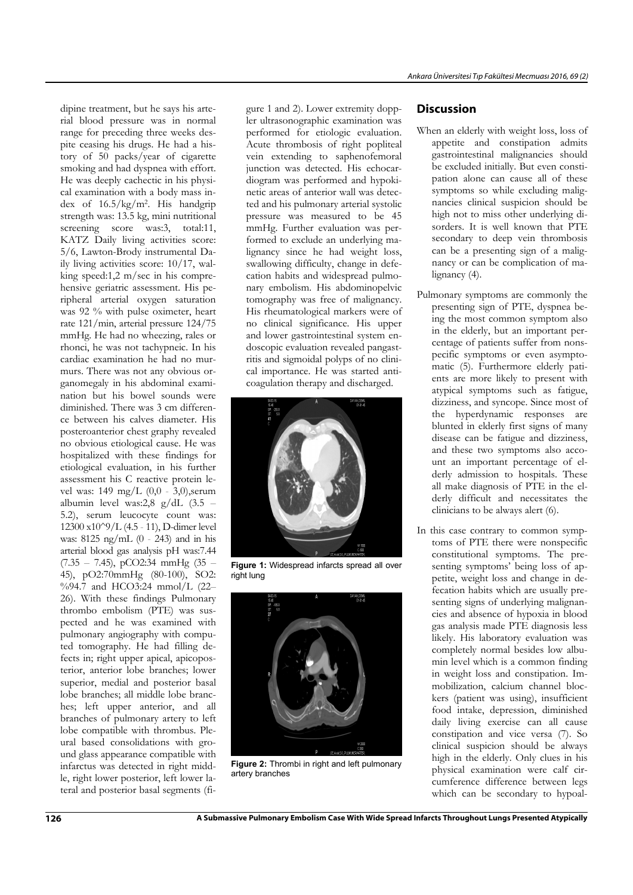dipine treatment, but he says his arterial blood pressure was in normal range for preceding three weeks despite ceasing his drugs. He had a history of 50 packs/year of cigarette smoking and had dyspnea with effort. He was deeply cachectic in his physical examination with a body mass index of $16.5/kg/m^2$. His handgrip strength was: 13.5 kg, mini nutritional screening score was:3, total:11, KATZ Daily living activities score: 5/6, Lawton-Brody instrumental Daily living activities score: 10/17, walking speed:1,2 m/sec in his comprehensive geriatric assessment. His peripheral arterial oxygen saturation was 92 % with pulse oximeter, heart rate 121/min, arterial pressure 124/75 mmHg. He had no wheezing, rales or rhonci, he was not tachypneic. In his cardiac examination he had no murmurs. There was not any obvious organomegaly in his abdominal examination but his bowel sounds were diminished. There was 3 cm difference between his calves diameter. His posteroanterior chest graphy revealed no obvious etiological cause. He was hospitalized with these findings for etiological evaluation, in his further assessment his C reactive protein level was: 149 mg/L (0,0 - 3,0),serum albumin level was:2,8 g/dL (3.5 – 5.2), serum leucocyte count was: 12300 x10^9/L (4.5 - 11), D-dimer level was: 8125 ng/mL (0 - 243) and in his arterial blood gas analysis pH was:7.44 (7.35 – 7.45), pCO2:34 mmHg (35 – 45), pO2:70mmHg (80-100), SO2: %94.7 and HCO3:24 mmol/L (22–26). With these findings Pulmonary thrombo embolism (PTE) was suspected and he was examined with pulmonary angiography with computed tomography. He had filling defects in; right upper apical, apicoposterior, anterior lobe branches; lower superior, medial and posterior basal lobe branches; all middle lobe branches; left upper anterior, and all branches of pulmonary artery to left lobe compatible with thrombus. Pleural based consolidations with ground glass appearance compatible with infarctus was detected in right middle, right lower posterior, left lower lateral and posterior basal segments (figure 1 and 2). Lower extremity doppler ultrasonographic examination was performed for etiologic evaluation. Acute thrombosis of right popliteal vein extending to saphenofemoral junction was detected. His echocardiogram was performed and hypokinetic areas of anterior wall was detected and his pulmonary arterial systolic pressure was measured to be 45 mmHg. Further evaluation was performed to exclude an underlying malignancy since he had weight loss, swallowing difficulty, change in defecation habits and widespread pulmonary embolism. His abdominopelvic tomography was free of malignancy. His rheumatological markers were of no clinical significance. His upper and lower gastrointestinal system endoscopic evaluation revealed pangastritis and sigmoidal polyps of no clinical importance. He was started anticoagulation therapy and discharged.

**Figure 1:** Widespread infarcts spread all over right lung

**Figure 2:** Thrombi in right and left pulmonary artery branches

## Discussion

When an elderly with weight loss, loss of appetite and constipation admits gastrointestinal malignancies should be excluded initially. But even constipation alone can cause all of these symptoms so while excluding malignancies clinical suspicion should be high not to miss other underlying disorders. It is well known that PTE secondary to deep vein thrombosis can be a presenting sign of a malignancy or can be complication of malignancy (4).

Pulmonary symptoms are commonly the presenting sign of PTE, dyspnea being the most common symptom also in the elderly, but an important percentage of patients suffer from nonspecific symptoms or even asymptomatic (5). Furthermore elderly patients are more likely to present with atypical symptoms such as fatigue, dizziness, and syncope. Since most of the hyperdynamic responses are blunted in elderly first signs of many disease can be fatigue and dizziness, and these two symptoms also account an important percentage of elderly admission to hospitals. These all make diagnosis of PTE in the elderly difficult and necessitates the clinicians to be always alert (6).

In this case contrary to common symptoms of PTE there were nonspecific constitutional symptoms. The presenting symptoms' being loss of appetite, weight loss and change in defecation habits which are usually presenting signs of underlying malignancies and absence of hypoxia in blood gas analysis made PTE diagnosis less likely. His laboratory evaluation was completely normal besides low albumin level which is a common finding in weight loss and constipation. Immobilization, calcium channel blockers (patient was using), insufficient food intake, depression, diminished daily living exercise can all cause constipation and vice versa (7). So clinical suspicion should be always high in the elderly. Only clues in his physical examination were calf circumference difference between legs which can be secondary to hypoal-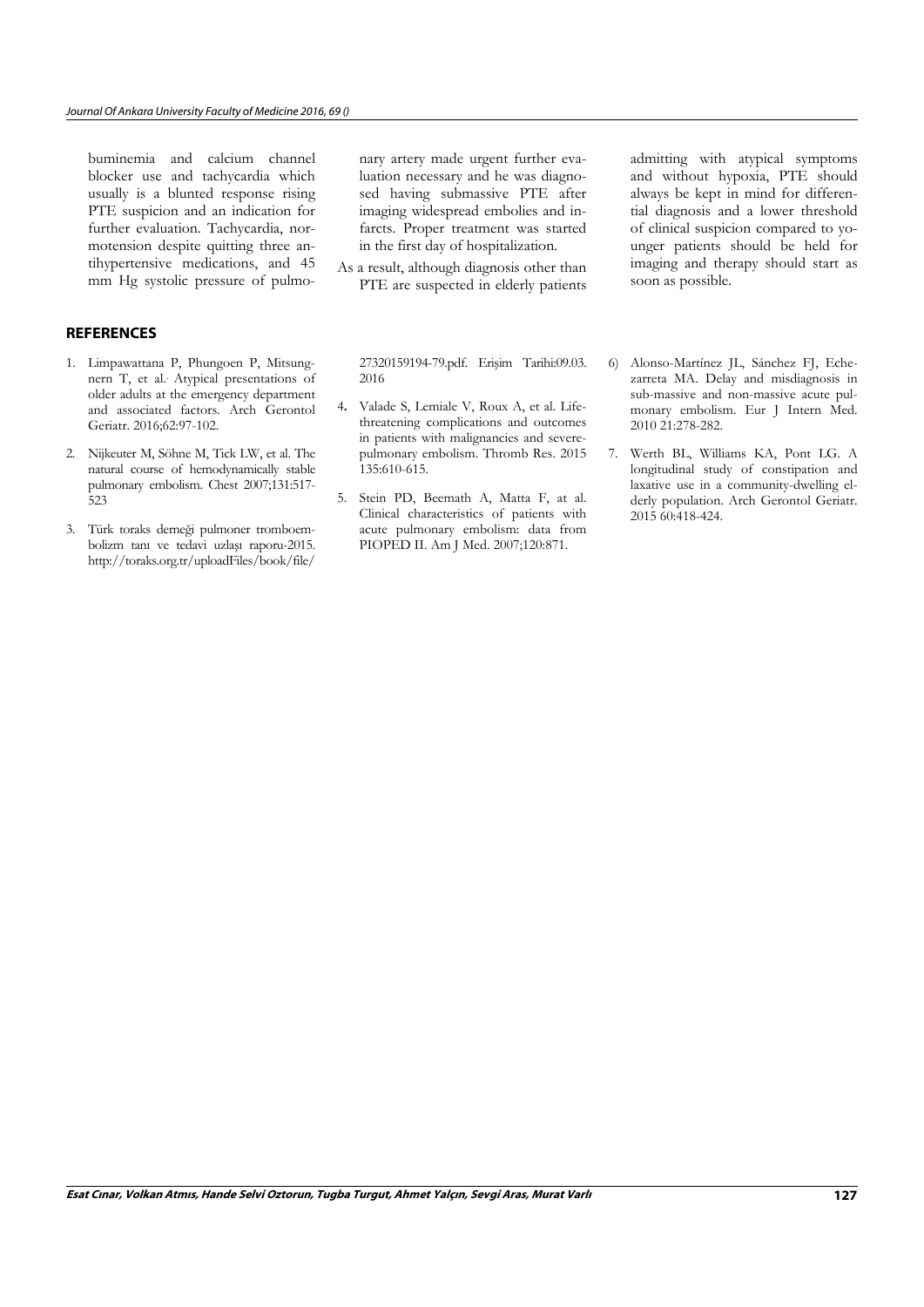buminemia and calcium channel blocker use and tachycardia which usually is a blunted response rising PTE suspicion and an indication for further evaluation. Tachycardia, normotension despite quitting three antihypertensive medications, and 45 mm Hg systolic pressure of pulmonary artery made urgent further evaluation necessary and he was diagnosed having submassive PTE after imaging widespread embolies and infarcts. Proper treatment was started in the first day of hospitalization.

As a result, although diagnosis other than PTE are suspected in elderly patients admitting with atypical symptoms and without hypoxia, PTE should always be kept in mind for differential diagnosis and a lower threshold of clinical suspicion compared to younger patients should be held for imaging and therapy should start as soon as possible.

## REFERENCES

1. Limpawattana P, Phungoen P, Mitsungnern T, et al. Atypical presentations of older adults at the emergency department and associated factors. Arch Gerontol Geriatr. 2016;62:97-102.
2. Nijkeuter M, Söhne M, Tick LW, et al. The natural course of hemodynamically stable pulmonary embolism. Chest 2007;131:517-523
3. Türk toraks derneği pulmoner tromboembolizm tanı ve tedavi uzlaşı raporu-2015. http://toraks.org.tr/uploadFiles/book/file/27320159194-79.pdf. Erişim Tarihi:09.03.2016
4. Valade S, Lemiale V, Roux A, et al. Life-threatening complications and outcomes in patients with malignancies and severe pulmonary embolism. Thromb Res. 2015 135:610-615.
5. Stein PD, Beemath A, Matta F, at al. Clinical characteristics of patients with acute pulmonary embolism: data from PIOPED II. Am J Med. 2007;120:871.
6) Alonso-Martínez JL, Sánchez FJ, Echezarreta MA. Delay and misdiagnosis in sub-massive and non-massive acute pulmonary embolism. Eur J Intern Med. 2010 21:278-282.
7. Werth BL, Williams KA, Pont LG. A longitudinal study of constipation and laxative use in a community-dwelling elderly population. Arch Gerontol Geriatr. 2015 60:418-424.